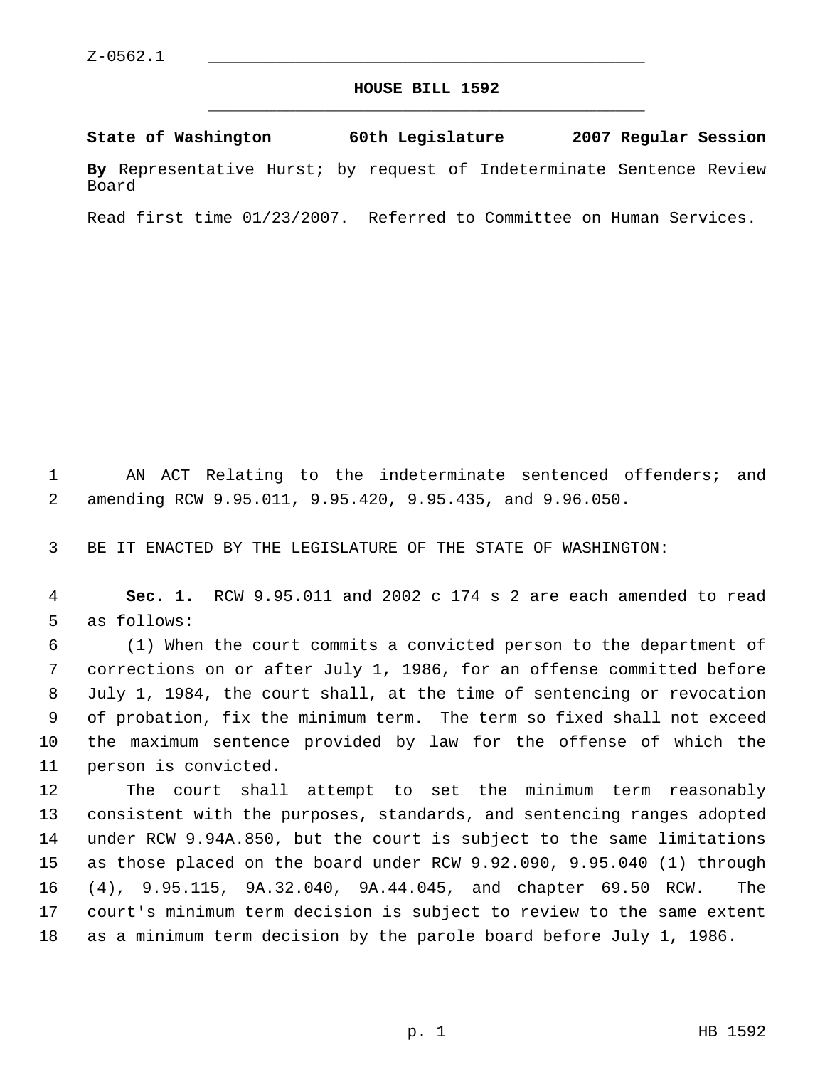Z-0562.1

# HOUSE BILL 1592

**State of Washington 60th Legislature 2007 Regular Session**

**By** Representative Hurst; by request of Indeterminate Sentence Review Board

Read first time 01/23/2007. Referred to Committee on Human Services.

AN ACT Relating to the indeterminate sentenced offenders; and amending RCW 9.95.011, 9.95.420, 9.95.435, and 9.96.050.

BE IT ENACTED BY THE LEGISLATURE OF THE STATE OF WASHINGTON:

**Sec. 1.** RCW 9.95.011 and 2002 c 174 s 2 are each amended to read as follows:

(1) When the court commits a convicted person to the department of corrections on or after July 1, 1986, for an offense committed before July 1, 1984, the court shall, at the time of sentencing or revocation of probation, fix the minimum term. The term so fixed shall not exceed the maximum sentence provided by law for the offense of which the person is convicted.

The court shall attempt to set the minimum term reasonably consistent with the purposes, standards, and sentencing ranges adopted under RCW 9.94A.850, but the court is subject to the same limitations as those placed on the board under RCW 9.92.090, 9.95.040 (1) through (4), 9.95.115, 9A.32.040, 9A.44.045, and chapter 69.50 RCW. The court's minimum term decision is subject to review to the same extent as a minimum term decision by the parole board before July 1, 1986.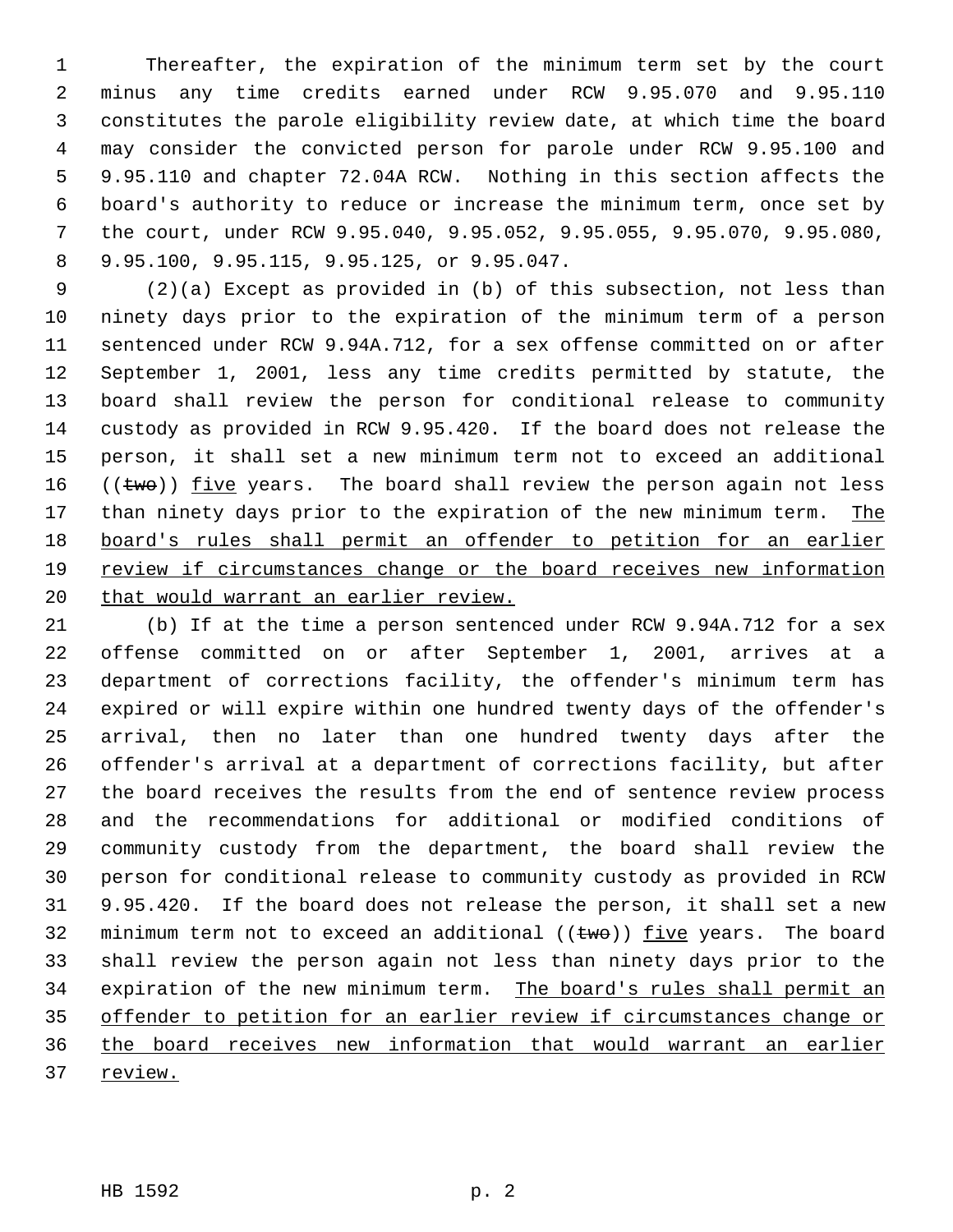Thereafter, the expiration of the minimum term set by the court minus any time credits earned under RCW 9.95.070 and 9.95.110 constitutes the parole eligibility review date, at which time the board may consider the convicted person for parole under RCW 9.95.100 and 9.95.110 and chapter 72.04A RCW. Nothing in this section affects the board's authority to reduce or increase the minimum term, once set by the court, under RCW 9.95.040, 9.95.052, 9.95.055, 9.95.070, 9.95.080, 9.95.100, 9.95.115, 9.95.125, or 9.95.047.

(2)(a) Except as provided in (b) of this subsection, not less than ninety days prior to the expiration of the minimum term of a person sentenced under RCW 9.94A.712, for a sex offense committed on or after September 1, 2001, less any time credits permitted by statute, the board shall review the person for conditional release to community custody as provided in RCW 9.95.420. If the board does not release the person, it shall set a new minimum term not to exceed an additional ((~~two~~)) <u>five</u> years. The board shall review the person again not less than ninety days prior to the expiration of the new minimum term. <u>The board's rules shall permit an offender to petition for an earlier review if circumstances change or the board receives new information that would warrant an earlier review.</u>

(b) If at the time a person sentenced under RCW 9.94A.712 for a sex offense committed on or after September 1, 2001, arrives at a department of corrections facility, the offender's minimum term has expired or will expire within one hundred twenty days of the offender's arrival, then no later than one hundred twenty days after the offender's arrival at a department of corrections facility, but after the board receives the results from the end of sentence review process and the recommendations for additional or modified conditions of community custody from the department, the board shall review the person for conditional release to community custody as provided in RCW 9.95.420. If the board does not release the person, it shall set a new minimum term not to exceed an additional ((~~two~~)) <u>five</u> years. The board shall review the person again not less than ninety days prior to the expiration of the new minimum term. <u>The board's rules shall permit an offender to petition for an earlier review if circumstances change or the board receives new information that would warrant an earlier review.</u>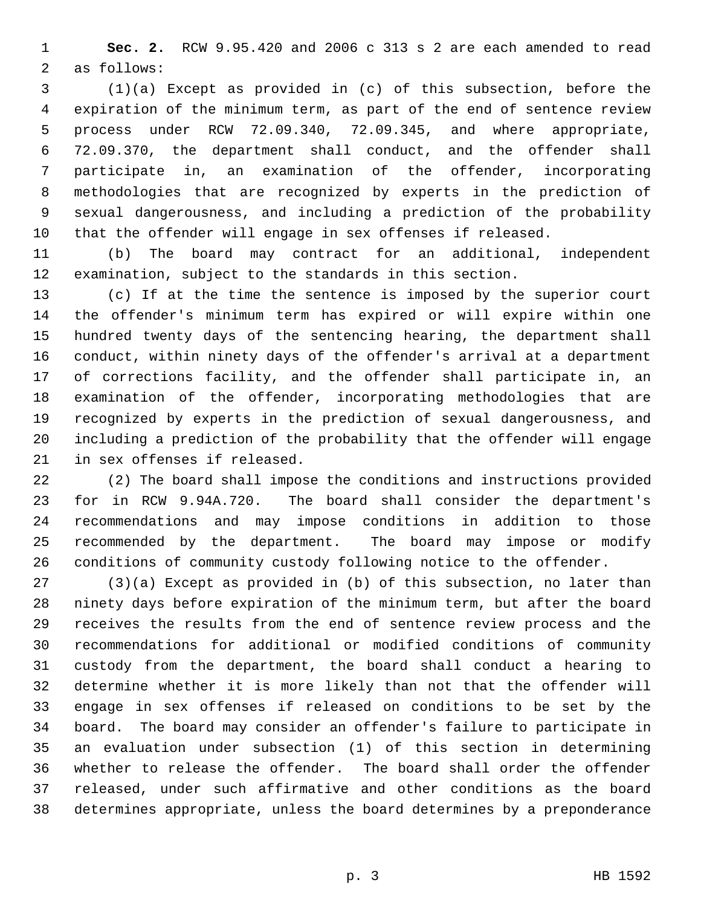**Sec. 2.** RCW 9.95.420 and 2006 c 313 s 2 are each amended to read as follows:

(1)(a) Except as provided in (c) of this subsection, before the expiration of the minimum term, as part of the end of sentence review process under RCW 72.09.340, 72.09.345, and where appropriate, 72.09.370, the department shall conduct, and the offender shall participate in, an examination of the offender, incorporating methodologies that are recognized by experts in the prediction of sexual dangerousness, and including a prediction of the probability that the offender will engage in sex offenses if released.

(b) The board may contract for an additional, independent examination, subject to the standards in this section.

(c) If at the time the sentence is imposed by the superior court the offender's minimum term has expired or will expire within one hundred twenty days of the sentencing hearing, the department shall conduct, within ninety days of the offender's arrival at a department of corrections facility, and the offender shall participate in, an examination of the offender, incorporating methodologies that are recognized by experts in the prediction of sexual dangerousness, and including a prediction of the probability that the offender will engage in sex offenses if released.

(2) The board shall impose the conditions and instructions provided for in RCW 9.94A.720. The board shall consider the department's recommendations and may impose conditions in addition to those recommended by the department. The board may impose or modify conditions of community custody following notice to the offender.

(3)(a) Except as provided in (b) of this subsection, no later than ninety days before expiration of the minimum term, but after the board receives the results from the end of sentence review process and the recommendations for additional or modified conditions of community custody from the department, the board shall conduct a hearing to determine whether it is more likely than not that the offender will engage in sex offenses if released on conditions to be set by the board. The board may consider an offender's failure to participate in an evaluation under subsection (1) of this section in determining whether to release the offender. The board shall order the offender released, under such affirmative and other conditions as the board determines appropriate, unless the board determines by a preponderance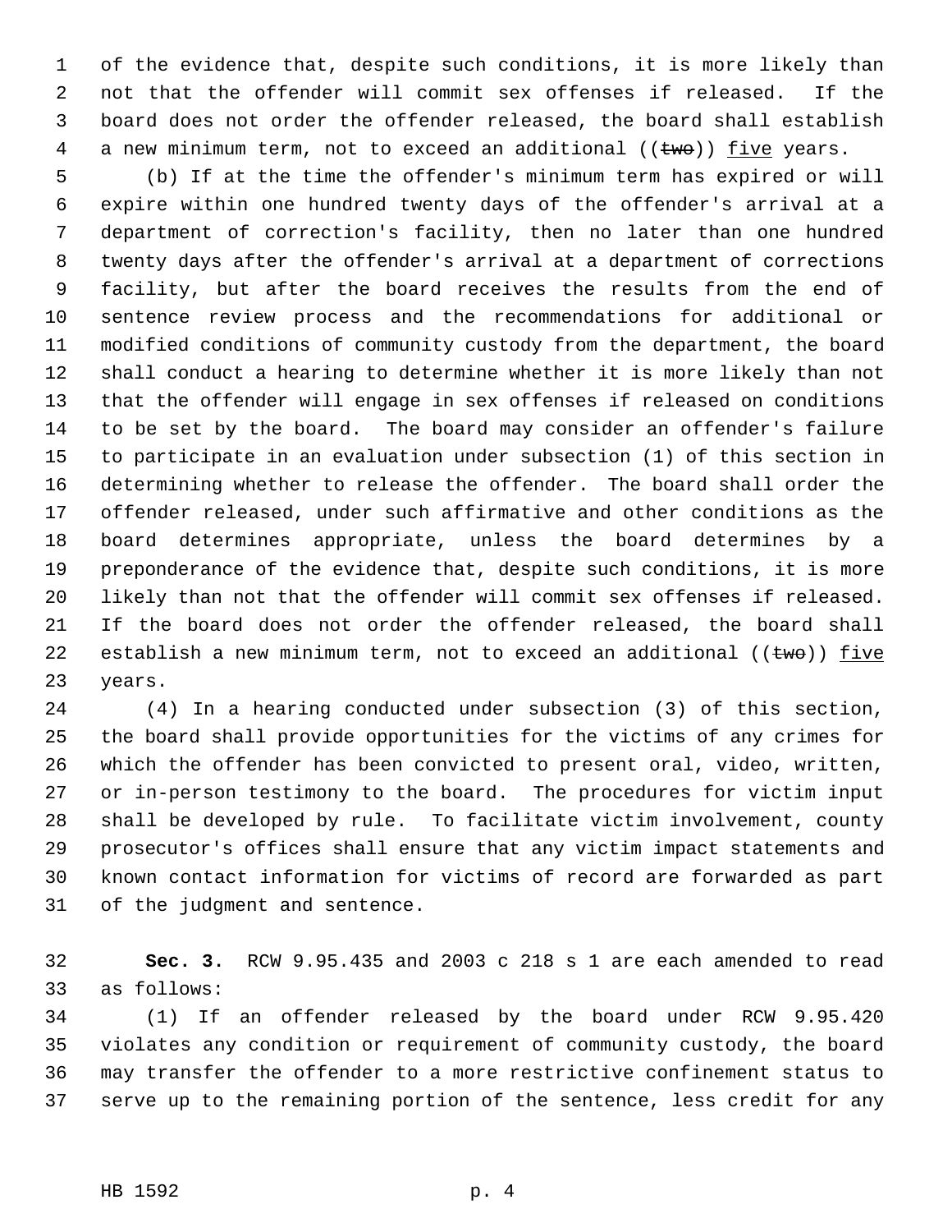of the evidence that, despite such conditions, it is more likely than not that the offender will commit sex offenses if released. If the board does not order the offender released, the board shall establish a new minimum term, not to exceed an additional ((~~two~~)) <u>five</u> years.

(b) If at the time the offender's minimum term has expired or will expire within one hundred twenty days of the offender's arrival at a department of correction's facility, then no later than one hundred twenty days after the offender's arrival at a department of corrections facility, but after the board receives the results from the end of sentence review process and the recommendations for additional or modified conditions of community custody from the department, the board shall conduct a hearing to determine whether it is more likely than not that the offender will engage in sex offenses if released on conditions to be set by the board. The board may consider an offender's failure to participate in an evaluation under subsection (1) of this section in determining whether to release the offender. The board shall order the offender released, under such affirmative and other conditions as the board determines appropriate, unless the board determines by a preponderance of the evidence that, despite such conditions, it is more likely than not that the offender will commit sex offenses if released. If the board does not order the offender released, the board shall establish a new minimum term, not to exceed an additional ((~~two~~)) <u>five</u> years.

(4) In a hearing conducted under subsection (3) of this section, the board shall provide opportunities for the victims of any crimes for which the offender has been convicted to present oral, video, written, or in-person testimony to the board. The procedures for victim input shall be developed by rule. To facilitate victim involvement, county prosecutor's offices shall ensure that any victim impact statements and known contact information for victims of record are forwarded as part of the judgment and sentence.

**Sec. 3.** RCW 9.95.435 and 2003 c 218 s 1 are each amended to read as follows:

(1) If an offender released by the board under RCW 9.95.420 violates any condition or requirement of community custody, the board may transfer the offender to a more restrictive confinement status to serve up to the remaining portion of the sentence, less credit for any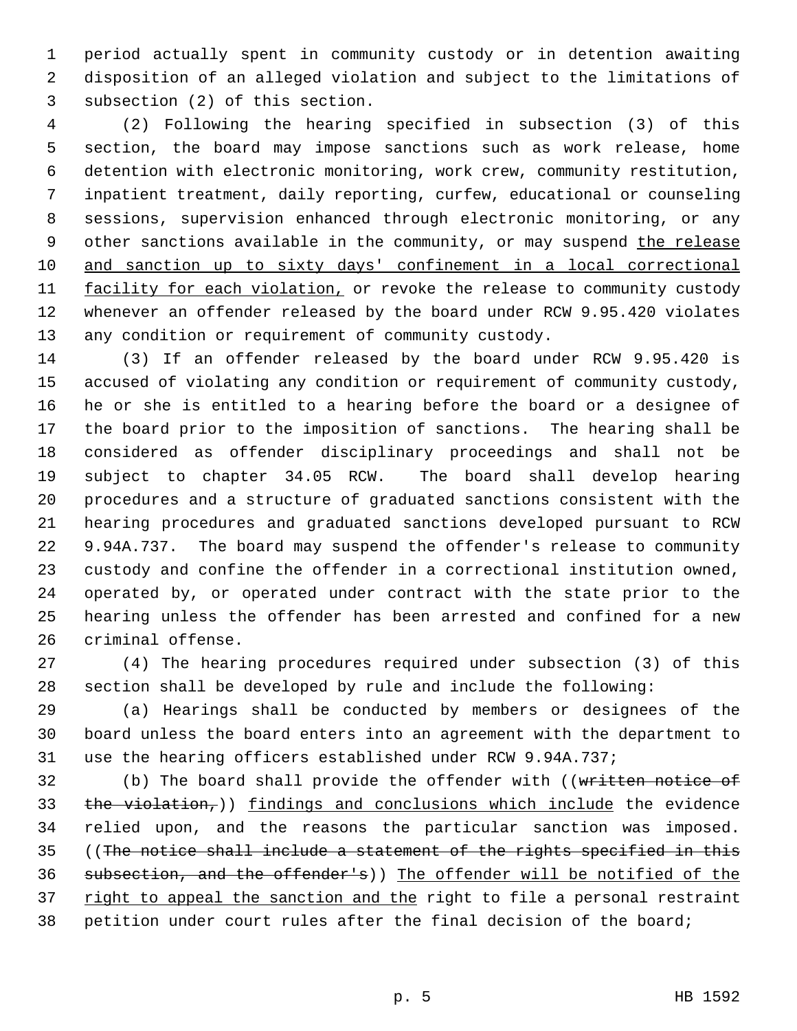period actually spent in community custody or in detention awaiting disposition of an alleged violation and subject to the limitations of subsection (2) of this section.

(2) Following the hearing specified in subsection (3) of this section, the board may impose sanctions such as work release, home detention with electronic monitoring, work crew, community restitution, inpatient treatment, daily reporting, curfew, educational or counseling sessions, supervision enhanced through electronic monitoring, or any other sanctions available in the community, or may suspend <u>the release and sanction up to sixty days' confinement in a local correctional facility for each violation,</u> or revoke the release to community custody whenever an offender released by the board under RCW 9.95.420 violates any condition or requirement of community custody.

(3) If an offender released by the board under RCW 9.95.420 is accused of violating any condition or requirement of community custody, he or she is entitled to a hearing before the board or a designee of the board prior to the imposition of sanctions. The hearing shall be considered as offender disciplinary proceedings and shall not be subject to chapter 34.05 RCW. The board shall develop hearing procedures and a structure of graduated sanctions consistent with the hearing procedures and graduated sanctions developed pursuant to RCW 9.94A.737. The board may suspend the offender's release to community custody and confine the offender in a correctional institution owned, operated by, or operated under contract with the state prior to the hearing unless the offender has been arrested and confined for a new criminal offense.

(4) The hearing procedures required under subsection (3) of this section shall be developed by rule and include the following:

(a) Hearings shall be conducted by members or designees of the board unless the board enters into an agreement with the department to use the hearing officers established under RCW 9.94A.737;

(b) The board shall provide the offender with ((~~written notice of the violation,~~)) <u>findings and conclusions which include</u> the evidence relied upon, and the reasons the particular sanction was imposed. ((~~The notice shall include a statement of the rights specified in this subsection, and the offender's~~)) <u>The offender will be notified of the right to appeal the sanction and the</u> right to file a personal restraint petition under court rules after the final decision of the board;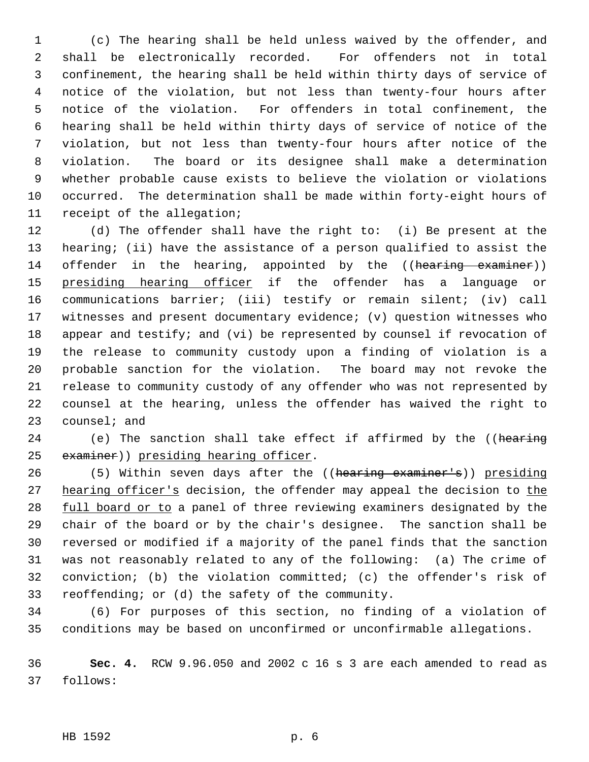(c) The hearing shall be held unless waived by the offender, and shall be electronically recorded. For offenders not in total confinement, the hearing shall be held within thirty days of service of notice of the violation, but not less than twenty-four hours after notice of the violation. For offenders in total confinement, the hearing shall be held within thirty days of service of notice of the violation, but not less than twenty-four hours after notice of the violation. The board or its designee shall make a determination whether probable cause exists to believe the violation or violations occurred. The determination shall be made within forty-eight hours of receipt of the allegation;

(d) The offender shall have the right to: (i) Be present at the hearing; (ii) have the assistance of a person qualified to assist the offender in the hearing, appointed by the ((~~hearing examiner~~)) <u>presiding hearing officer</u> if the offender has a language or communications barrier; (iii) testify or remain silent; (iv) call witnesses and present documentary evidence; (v) question witnesses who appear and testify; and (vi) be represented by counsel if revocation of the release to community custody upon a finding of violation is a probable sanction for the violation. The board may not revoke the release to community custody of any offender who was not represented by counsel at the hearing, unless the offender has waived the right to counsel; and

(e) The sanction shall take effect if affirmed by the ((~~hearing examiner~~)) <u>presiding hearing officer</u>.

(5) Within seven days after the ((~~hearing examiner's~~)) <u>presiding hearing officer's</u> decision, the offender may appeal the decision to <u>the full board or to</u> a panel of three reviewing examiners designated by the chair of the board or by the chair's designee. The sanction shall be reversed or modified if a majority of the panel finds that the sanction was not reasonably related to any of the following: (a) The crime of conviction; (b) the violation committed; (c) the offender's risk of reoffending; or (d) the safety of the community.

(6) For purposes of this section, no finding of a violation of conditions may be based on unconfirmed or unconfirmable allegations.

**Sec. 4.** RCW 9.96.050 and 2002 c 16 s 3 are each amended to read as follows: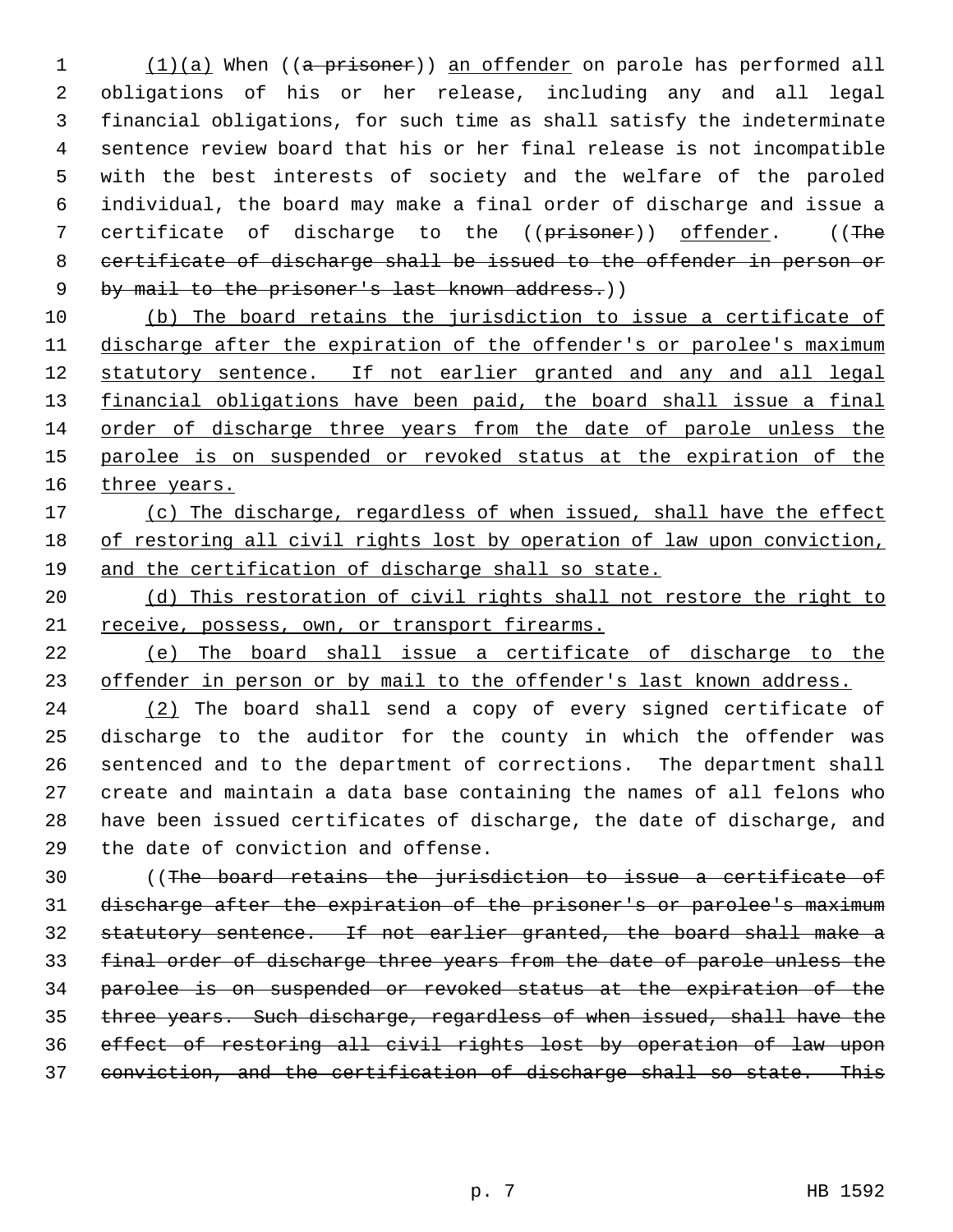(1)(a) When ((~~a prisoner~~)) an offender on parole has performed all obligations of his or her release, including any and all legal financial obligations, for such time as shall satisfy the indeterminate sentence review board that his or her final release is not incompatible with the best interests of society and the welfare of the paroled individual, the board may make a final order of discharge and issue a certificate of discharge to the ((~~prisoner~~)) offender. ((~~The certificate of discharge shall be issued to the offender in person or by mail to the prisoner's last known address.~~))

(b) The board retains the jurisdiction to issue a certificate of discharge after the expiration of the offender's or parolee's maximum statutory sentence. If not earlier granted and any and all legal financial obligations have been paid, the board shall issue a final order of discharge three years from the date of parole unless the parolee is on suspended or revoked status at the expiration of the three years.

(c) The discharge, regardless of when issued, shall have the effect of restoring all civil rights lost by operation of law upon conviction, and the certification of discharge shall so state.

(d) This restoration of civil rights shall not restore the right to receive, possess, own, or transport firearms.

(e) The board shall issue a certificate of discharge to the offender in person or by mail to the offender's last known address.

(2) The board shall send a copy of every signed certificate of discharge to the auditor for the county in which the offender was sentenced and to the department of corrections. The department shall create and maintain a data base containing the names of all felons who have been issued certificates of discharge, the date of discharge, and the date of conviction and offense.

((~~The board retains the jurisdiction to issue a certificate of discharge after the expiration of the prisoner's or parolee's maximum statutory sentence. If not earlier granted, the board shall make a final order of discharge three years from the date of parole unless the parolee is on suspended or revoked status at the expiration of the three years. Such discharge, regardless of when issued, shall have the effect of restoring all civil rights lost by operation of law upon conviction, and the certification of discharge shall so state. This~~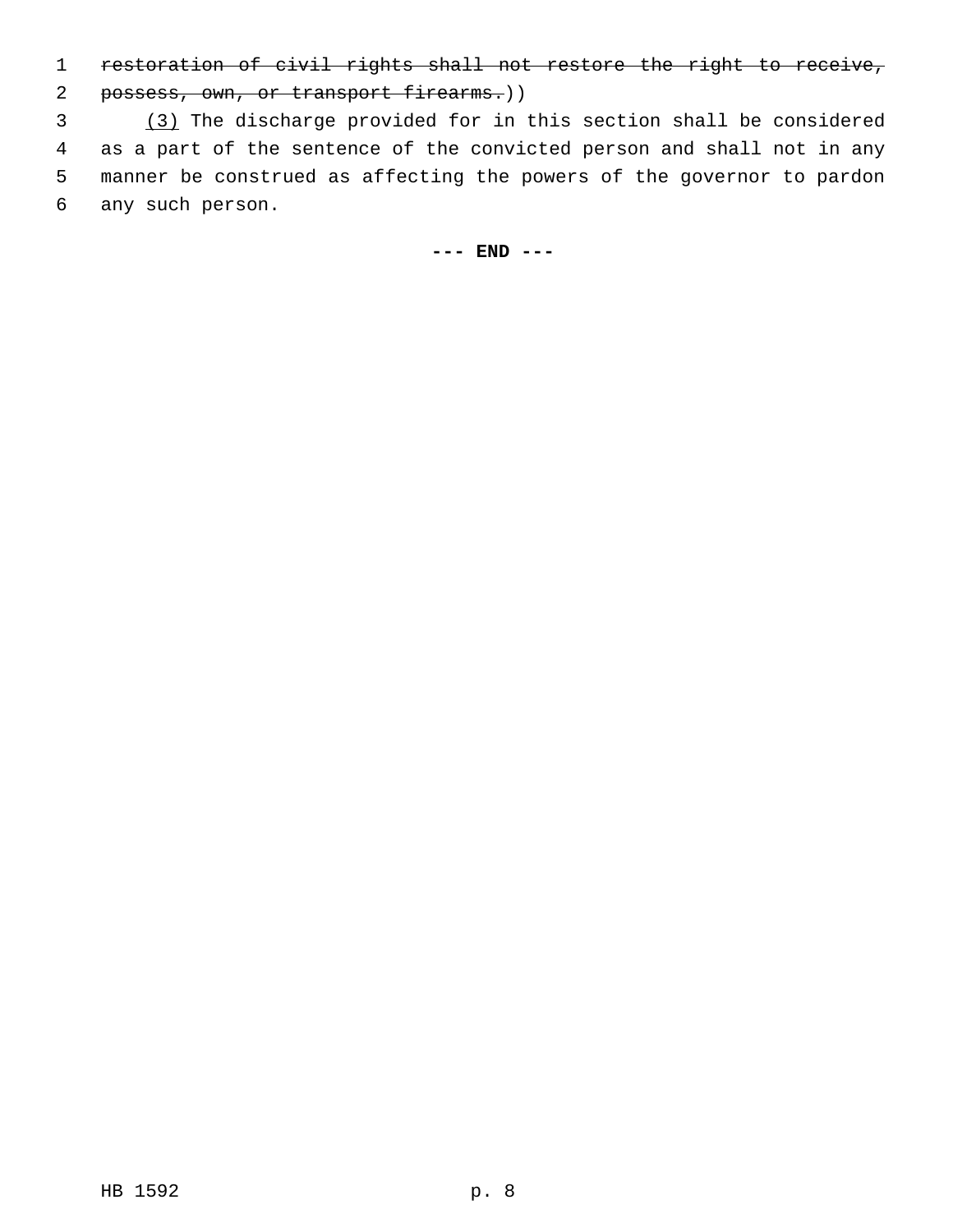~~restoration of civil rights shall not restore the right to receive, possess, own, or transport firearms.~~))

(3) The discharge provided for in this section shall be considered as a part of the sentence of the convicted person and shall not in any manner be construed as affecting the powers of the governor to pardon any such person.

**--- END ---**